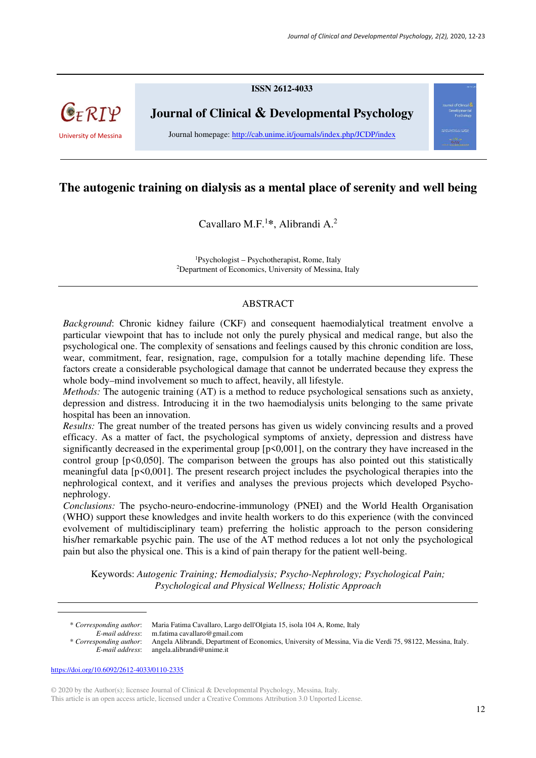ISSN 2612-4033

**Journal of Clinical & Developmental Psychology**

Journal homepage: http://cab.unime.it/journals/index.php/JCDP/index

# The autogenic training on dialysis as a mental place of serenity and well being

Cavallaro M.F.[1]*, Alibrandi A.[2]

[1]Psychologist – Psychotherapist, Rome, Italy
[2]Department of Economics, University of Messina, Italy

## ABSTRACT

*Background*: Chronic kidney failure (CKF) and consequent haemodialytical treatment envolve a particular viewpoint that has to include not only the purely physical and medical range, but also the psychological one. The complexity of sensations and feelings caused by this chronic condition are loss, wear, commitment, fear, resignation, rage, compulsion for a totally machine depending life. These factors create a considerable psychological damage that cannot be underrated because they express the whole body–mind involvement so much to affect, heavily, all lifestyle.

*Methods:* The autogenic training (AT) is a method to reduce psychological sensations such as anxiety, depression and distress. Introducing it in the two haemodialysis units belonging to the same private hospital has been an innovation.

*Results:* The great number of the treated persons has given us widely convincing results and a proved efficacy. As a matter of fact, the psychological symptoms of anxiety, depression and distress have significantly decreased in the experimental group [$p<0,001$], on the contrary they have increased in the control group [$p<0,050$]. The comparison between the groups has also pointed out this statistically meaningful data [$p<0,001$]. The present research project includes the psychological therapies into the nephrological context, and it verifies and analyses the previous projects which developed Psycho-nephrology.

*Conclusions:* The psycho-neuro-endocrine-immunology (PNEI) and the World Health Organisation (WHO) support these knowledges and invite health workers to do this experience (with the convinced evolvement of multidisciplinary team) preferring the holistic approach to the person considering his/her remarkable psychic pain. The use of the AT method reduces a lot not only the psychological pain but also the physical one. This is a kind of pain therapy for the patient well-being.

Keywords: *Autogenic Training; Hemodialysis; Psycho-Nephrology; Psychological Pain; Psychological and Physical Wellness; Holistic Approach*

---

\* *Corresponding author*: Maria Fatima Cavallaro, Largo dell'Olgiata 15, isola 104 A, Rome, Italy
*E-mail address*: m.fatima cavallaro@gmail.com
\* *Corresponding author*: Angela Alibrandi, Department of Economics, University of Messina, Via die Verdi 75, 98122, Messina, Italy.
*E-mail address*: angela.alibrandi@unime.it

https://doi.org/10.6092/2612-4033/0110-2335

© 2020 by the Author(s); licensee Journal of Clinical & Developmental Psychology, Messina, Italy.
This article is an open access article, licensed under a Creative Commons Attribution 3.0 Unported License.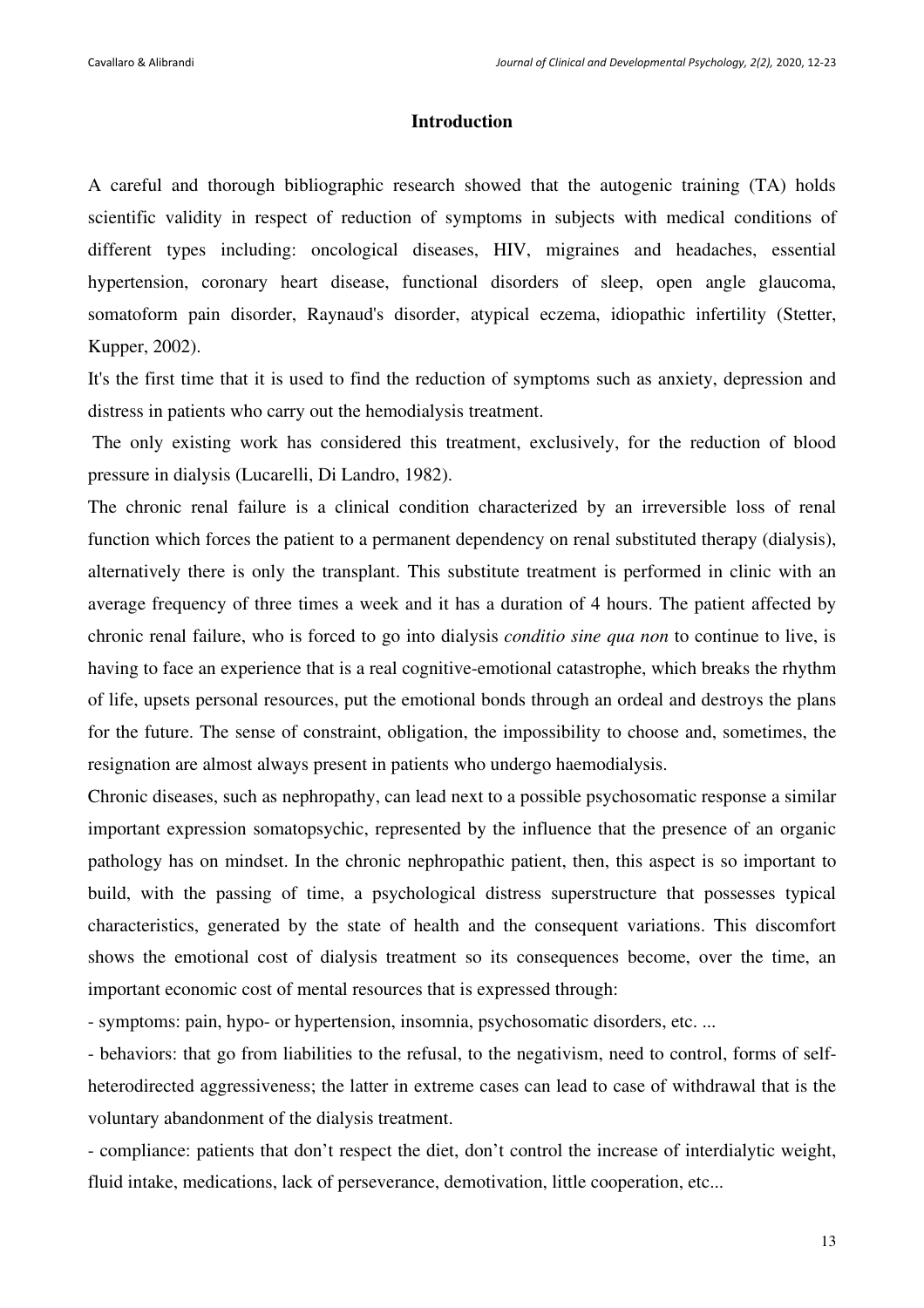## Introduction

A careful and thorough bibliographic research showed that the autogenic training (TA) holds scientific validity in respect of reduction of symptoms in subjects with medical conditions of different types including: oncological diseases, HIV, migraines and headaches, essential hypertension, coronary heart disease, functional disorders of sleep, open angle glaucoma, somatoform pain disorder, Raynaud's disorder, atypical eczema, idiopathic infertility (Stetter, Kupper, 2002).

It's the first time that it is used to find the reduction of symptoms such as anxiety, depression and distress in patients who carry out the hemodialysis treatment.

The only existing work has considered this treatment, exclusively, for the reduction of blood pressure in dialysis (Lucarelli, Di Landro, 1982).

The chronic renal failure is a clinical condition characterized by an irreversible loss of renal function which forces the patient to a permanent dependency on renal substituted therapy (dialysis), alternatively there is only the transplant. This substitute treatment is performed in clinic with an average frequency of three times a week and it has a duration of 4 hours. The patient affected by chronic renal failure, who is forced to go into dialysis *conditio sine qua non* to continue to live, is having to face an experience that is a real cognitive-emotional catastrophe, which breaks the rhythm of life, upsets personal resources, put the emotional bonds through an ordeal and destroys the plans for the future. The sense of constraint, obligation, the impossibility to choose and, sometimes, the resignation are almost always present in patients who undergo haemodialysis.

Chronic diseases, such as nephropathy, can lead next to a possible psychosomatic response a similar important expression somatopsychic, represented by the influence that the presence of an organic pathology has on mindset. In the chronic nephropathic patient, then, this aspect is so important to build, with the passing of time, a psychological distress superstructure that possesses typical characteristics, generated by the state of health and the consequent variations. This discomfort shows the emotional cost of dialysis treatment so its consequences become, over the time, an important economic cost of mental resources that is expressed through:

- symptoms: pain, hypo- or hypertension, insomnia, psychosomatic disorders, etc. ...
- behaviors: that go from liabilities to the refusal, to the negativism, need to control, forms of self-heterodirected aggressiveness; the latter in extreme cases can lead to case of withdrawal that is the voluntary abandonment of the dialysis treatment.
- compliance: patients that don't respect the diet, don't control the increase of interdialytic weight, fluid intake, medications, lack of perseverance, demotivation, little cooperation, etc...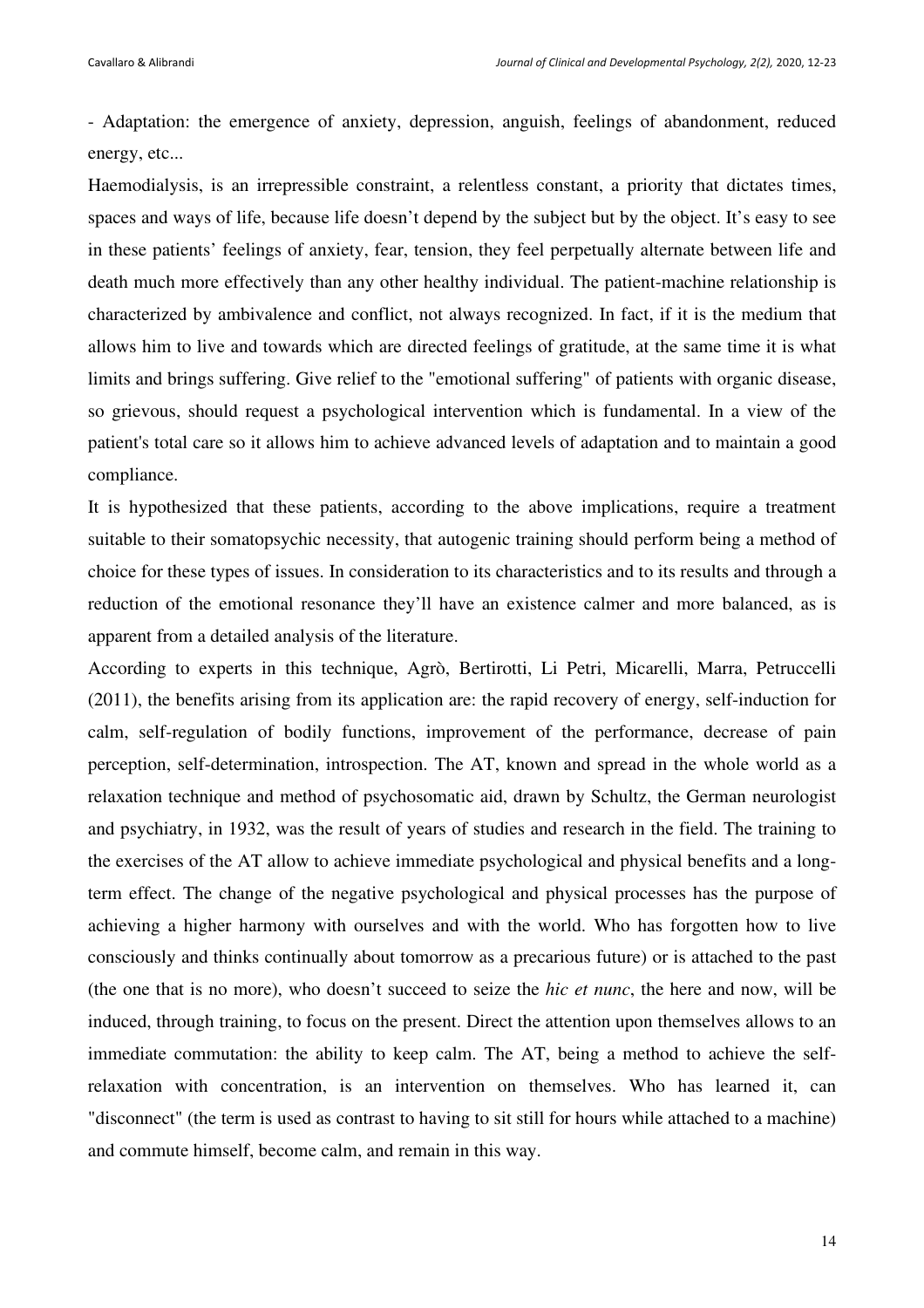- Adaptation: the emergence of anxiety, depression, anguish, feelings of abandonment, reduced energy, etc...

Haemodialysis, is an irrepressible constraint, a relentless constant, a priority that dictates times, spaces and ways of life, because life doesn't depend by the subject but by the object. It's easy to see in these patients' feelings of anxiety, fear, tension, they feel perpetually alternate between life and death much more effectively than any other healthy individual. The patient-machine relationship is characterized by ambivalence and conflict, not always recognized. In fact, if it is the medium that allows him to live and towards which are directed feelings of gratitude, at the same time it is what limits and brings suffering. Give relief to the "emotional suffering" of patients with organic disease, so grievous, should request a psychological intervention which is fundamental. In a view of the patient's total care so it allows him to achieve advanced levels of adaptation and to maintain a good compliance.

It is hypothesized that these patients, according to the above implications, require a treatment suitable to their somatopsychic necessity, that autogenic training should perform being a method of choice for these types of issues. In consideration to its characteristics and to its results and through a reduction of the emotional resonance they'll have an existence calmer and more balanced, as is apparent from a detailed analysis of the literature.

According to experts in this technique, Agrò, Bertirotti, Li Petri, Micarelli, Marra, Petruccelli (2011), the benefits arising from its application are: the rapid recovery of energy, self-induction for calm, self-regulation of bodily functions, improvement of the performance, decrease of pain perception, self-determination, introspection. The AT, known and spread in the whole world as a relaxation technique and method of psychosomatic aid, drawn by Schultz, the German neurologist and psychiatry, in 1932, was the result of years of studies and research in the field. The training to the exercises of the AT allow to achieve immediate psychological and physical benefits and a long-term effect. The change of the negative psychological and physical processes has the purpose of achieving a higher harmony with ourselves and with the world. Who has forgotten how to live consciously and thinks continually about tomorrow as a precarious future) or is attached to the past (the one that is no more), who doesn't succeed to seize the *hic et nunc*, the here and now, will be induced, through training, to focus on the present. Direct the attention upon themselves allows to an immediate commutation: the ability to keep calm. The AT, being a method to achieve the self-relaxation with concentration, is an intervention on themselves. Who has learned it, can "disconnect" (the term is used as contrast to having to sit still for hours while attached to a machine) and commute himself, become calm, and remain in this way.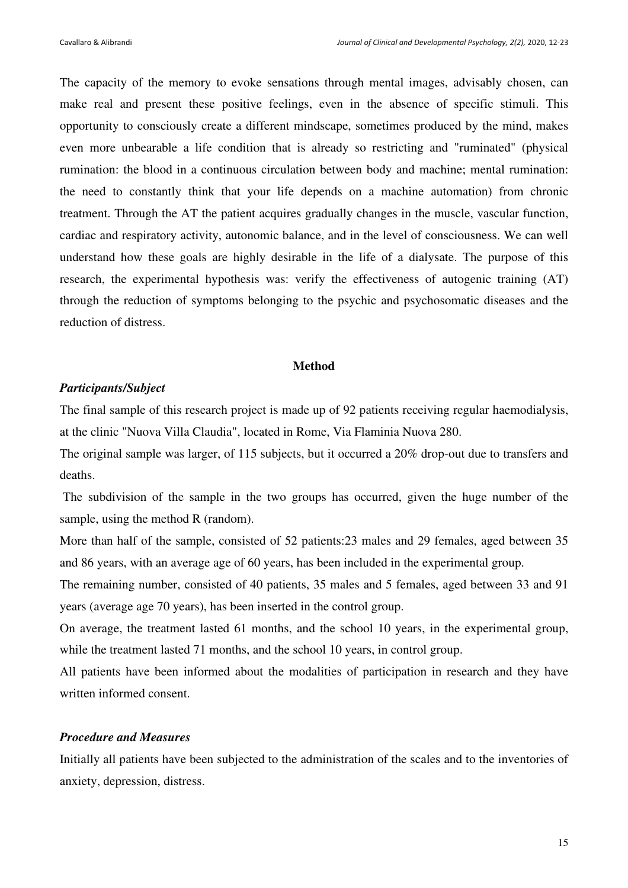The capacity of the memory to evoke sensations through mental images, advisably chosen, can make real and present these positive feelings, even in the absence of specific stimuli. This opportunity to consciously create a different mindscape, sometimes produced by the mind, makes even more unbearable a life condition that is already so restricting and "ruminated" (physical rumination: the blood in a continuous circulation between body and machine; mental rumination: the need to constantly think that your life depends on a machine automation) from chronic treatment. Through the AT the patient acquires gradually changes in the muscle, vascular function, cardiac and respiratory activity, autonomic balance, and in the level of consciousness. We can well understand how these goals are highly desirable in the life of a dialysate. The purpose of this research, the experimental hypothesis was: verify the effectiveness of autogenic training (AT) through the reduction of symptoms belonging to the psychic and psychosomatic diseases and the reduction of distress.

## Method

### *Participants/Subject*

The final sample of this research project is made up of 92 patients receiving regular haemodialysis, at the clinic "Nuova Villa Claudia", located in Rome, Via Flaminia Nuova 280.

The original sample was larger, of 115 subjects, but it occurred a 20% drop-out due to transfers and deaths.

The subdivision of the sample in the two groups has occurred, given the huge number of the sample, using the method R (random).

More than half of the sample, consisted of 52 patients:23 males and 29 females, aged between 35 and 86 years, with an average age of 60 years, has been included in the experimental group.

The remaining number, consisted of 40 patients, 35 males and 5 females, aged between 33 and 91 years (average age 70 years), has been inserted in the control group.

On average, the treatment lasted 61 months, and the school 10 years, in the experimental group, while the treatment lasted 71 months, and the school 10 years, in control group.

All patients have been informed about the modalities of participation in research and they have written informed consent.

### *Procedure and Measures*

Initially all patients have been subjected to the administration of the scales and to the inventories of anxiety, depression, distress.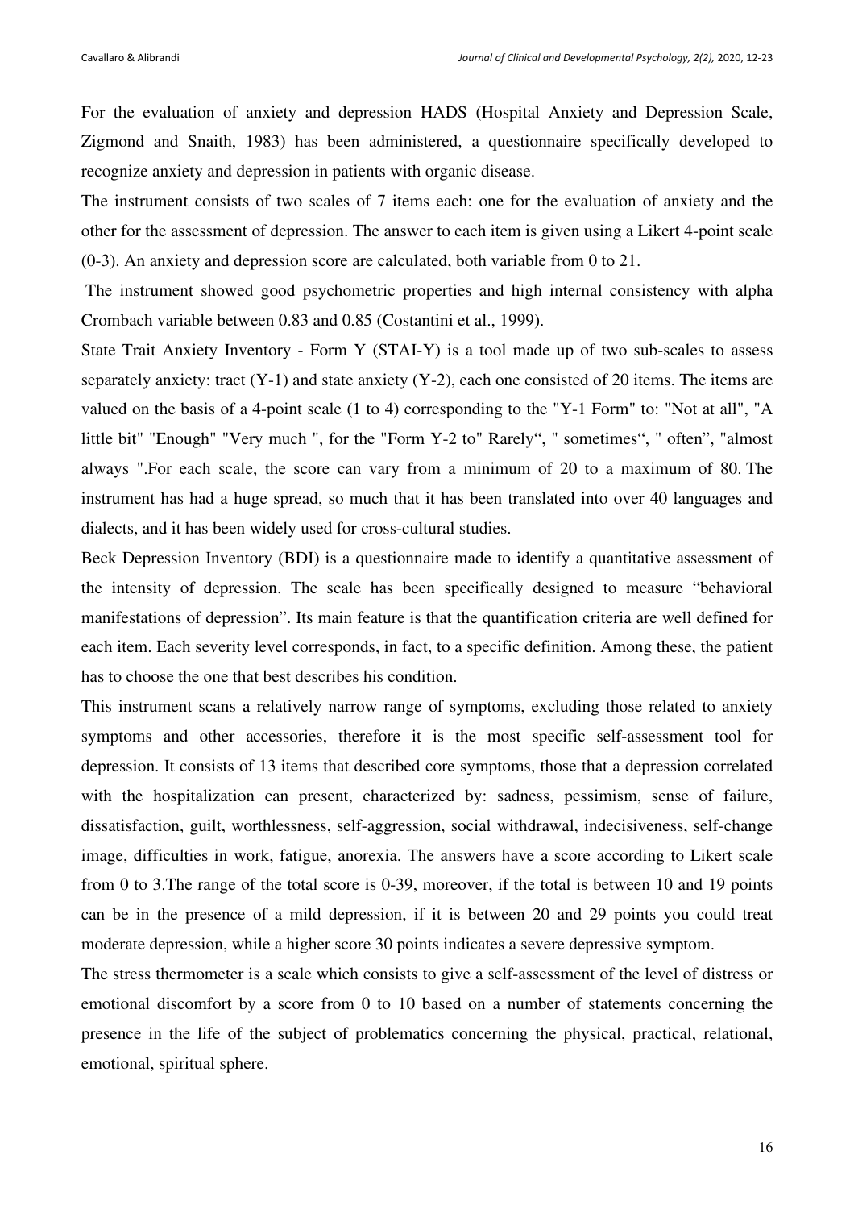For the evaluation of anxiety and depression HADS (Hospital Anxiety and Depression Scale, Zigmond and Snaith, 1983) has been administered, a questionnaire specifically developed to recognize anxiety and depression in patients with organic disease.

The instrument consists of two scales of 7 items each: one for the evaluation of anxiety and the other for the assessment of depression. The answer to each item is given using a Likert 4-point scale (0-3). An anxiety and depression score are calculated, both variable from 0 to 21.

The instrument showed good psychometric properties and high internal consistency with alpha Crombach variable between 0.83 and 0.85 (Costantini et al., 1999).

State Trait Anxiety Inventory - Form Y (STAI-Y) is a tool made up of two sub-scales to assess separately anxiety: tract (Y-1) and state anxiety (Y-2), each one consisted of 20 items. The items are valued on the basis of a 4-point scale (1 to 4) corresponding to the "Y-1 Form" to: "Not at all", "A little bit" "Enough" "Very much ", for the "Form Y-2 to" Rarely“, " sometimes“, " often”, "almost always ".For each scale, the score can vary from a minimum of 20 to a maximum of 80. The instrument has had a huge spread, so much that it has been translated into over 40 languages and dialects, and it has been widely used for cross-cultural studies.

Beck Depression Inventory (BDI) is a questionnaire made to identify a quantitative assessment of the intensity of depression. The scale has been specifically designed to measure "behavioral manifestations of depression". Its main feature is that the quantification criteria are well defined for each item. Each severity level corresponds, in fact, to a specific definition. Among these, the patient has to choose the one that best describes his condition.

This instrument scans a relatively narrow range of symptoms, excluding those related to anxiety symptoms and other accessories, therefore it is the most specific self-assessment tool for depression. It consists of 13 items that described core symptoms, those that a depression correlated with the hospitalization can present, characterized by: sadness, pessimism, sense of failure, dissatisfaction, guilt, worthlessness, self-aggression, social withdrawal, indecisiveness, self-change image, difficulties in work, fatigue, anorexia. The answers have a score according to Likert scale from 0 to 3.The range of the total score is 0-39, moreover, if the total is between 10 and 19 points can be in the presence of a mild depression, if it is between 20 and 29 points you could treat moderate depression, while a higher score 30 points indicates a severe depressive symptom.

The stress thermometer is a scale which consists to give a self-assessment of the level of distress or emotional discomfort by a score from 0 to 10 based on a number of statements concerning the presence in the life of the subject of problematics concerning the physical, practical, relational, emotional, spiritual sphere.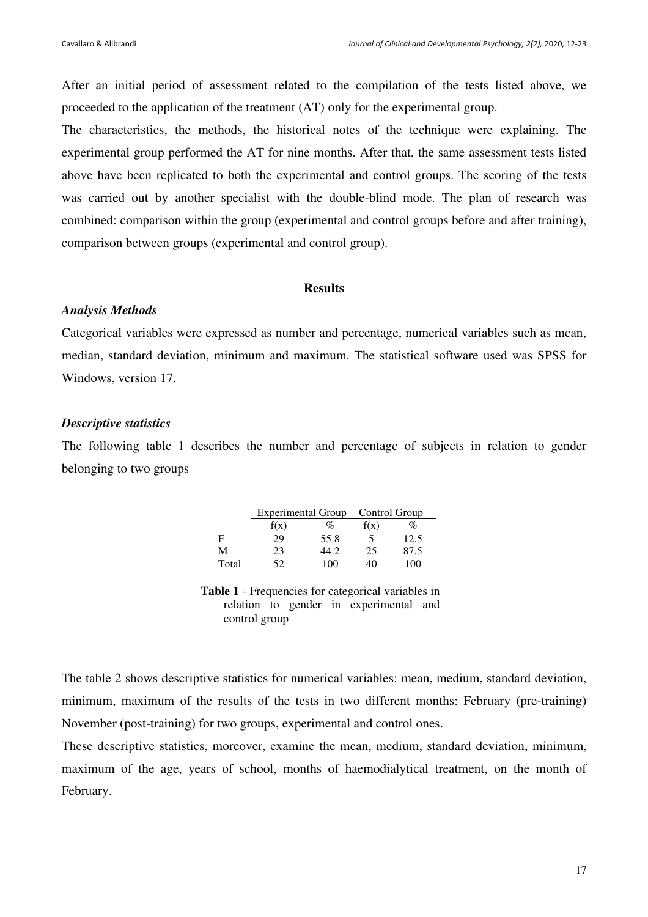After an initial period of assessment related to the compilation of the tests listed above, we proceeded to the application of the treatment (AT) only for the experimental group.

The characteristics, the methods, the historical notes of the technique were explaining. The experimental group performed the AT for nine months. After that, the same assessment tests listed above have been replicated to both the experimental and control groups. The scoring of the tests was carried out by another specialist with the double-blind mode. The plan of research was combined: comparison within the group (experimental and control groups before and after training), comparison between groups (experimental and control group).

## Results

### *Analysis Methods*

Categorical variables were expressed as number and percentage, numerical variables such as mean, median, standard deviation, minimum and maximum. The statistical software used was SPSS for Windows, version 17.

### *Descriptive statistics*

The following table 1 describes the number and percentage of subjects in relation to gender belonging to two groups

| | Experimental Group | | Control Group | |
|---|---|---|---|---|
| | f(x) | % | f(x) | % |
| F | 29 | 55.8 | 5 | 12.5 |
| M | 23 | 44.2 | 25 | 87.5 |
| Total | 52 | 100 | 40 | 100 |

**Table 1** - Frequencies for categorical variables in relation to gender in experimental and control group

The table 2 shows descriptive statistics for numerical variables: mean, medium, standard deviation, minimum, maximum of the results of the tests in two different months: February (pre-training) November (post-training) for two groups, experimental and control ones.

These descriptive statistics, moreover, examine the mean, medium, standard deviation, minimum, maximum of the age, years of school, months of haemodialytical treatment, on the month of February.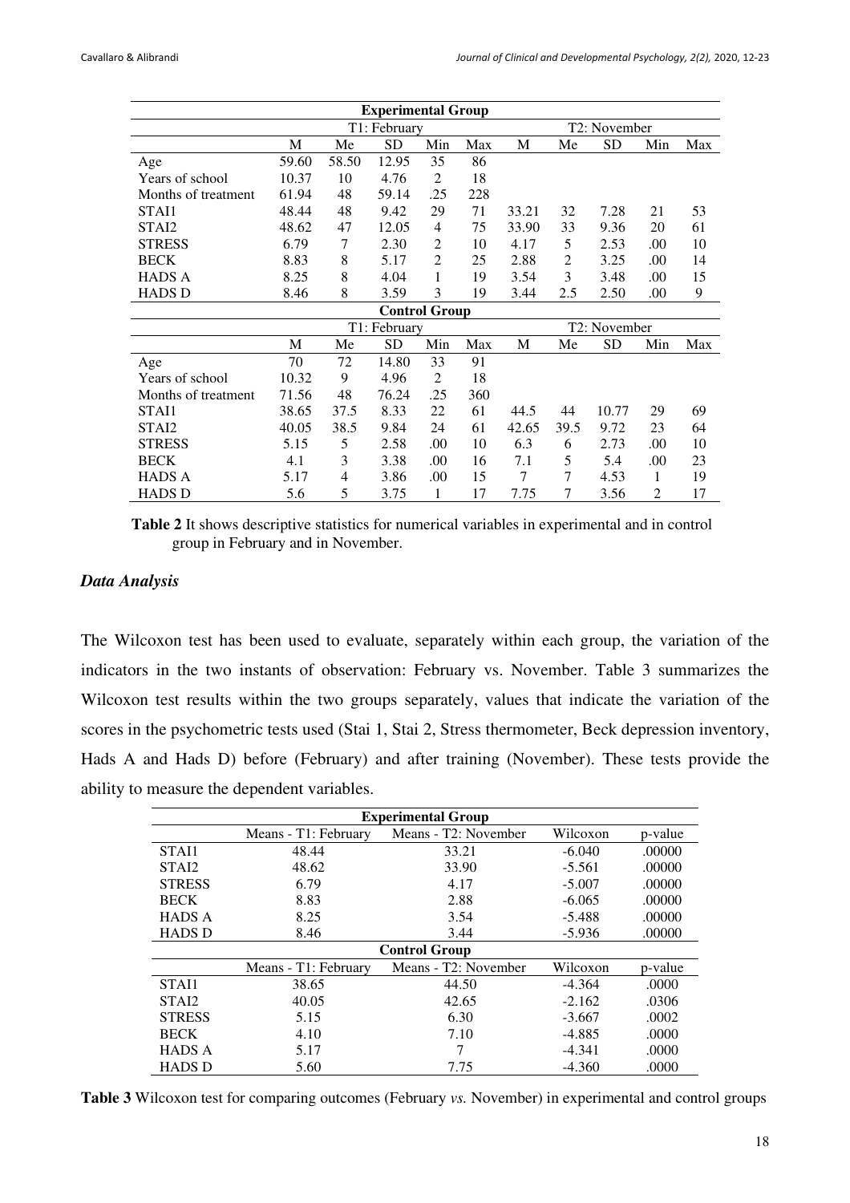| Experimental Group | | | | | | | | | | |
|---|---|---|---|---|---|---|---|---|---|---|
| | T1: February | | | | | T2: November | | | | |
| | M | Me | SD | Min | Max | M | Me | SD | Min | Max |
| Age | 59.60 | 58.50 | 12.95 | 35 | 86 | | | | | |
| Years of school | 10.37 | 10 | 4.76 | 2 | 18 | | | | | |
| Months of treatment | 61.94 | 48 | 59.14 | .25 | 228 | | | | | |
| STAI1 | 48.44 | 48 | 9.42 | 29 | 71 | 33.21 | 32 | 7.28 | 21 | 53 |
| STAI2 | 48.62 | 47 | 12.05 | 4 | 75 | 33.90 | 33 | 9.36 | 20 | 61 |
| STRESS | 6.79 | 7 | 2.30 | 2 | 10 | 4.17 | 5 | 2.53 | .00 | 10 |
| BECK | 8.83 | 8 | 5.17 | 2 | 25 | 2.88 | 2 | 3.25 | .00 | 14 |
| HADS A | 8.25 | 8 | 4.04 | 1 | 19 | 3.54 | 3 | 3.48 | .00 | 15 |
| HADS D | 8.46 | 8 | 3.59 | 3 | 19 | 3.44 | 2.5 | 2.50 | .00 | 9 |
| **Control Group** | | | | | | | | | | |
| | T1: February | | | | | T2: November | | | | |
| | M | Me | SD | Min | Max | M | Me | SD | Min | Max |
| Age | 70 | 72 | 14.80 | 33 | 91 | | | | | |
| Years of school | 10.32 | 9 | 4.96 | 2 | 18 | | | | | |
| Months of treatment | 71.56 | 48 | 76.24 | .25 | 360 | | | | | |
| STAI1 | 38.65 | 37.5 | 8.33 | 22 | 61 | 44.5 | 44 | 10.77 | 29 | 69 |
| STAI2 | 40.05 | 38.5 | 9.84 | 24 | 61 | 42.65 | 39.5 | 9.72 | 23 | 64 |
| STRESS | 5.15 | 5 | 2.58 | .00 | 10 | 6.3 | 6 | 2.73 | .00 | 10 |
| BECK | 4.1 | 3 | 3.38 | .00 | 16 | 7.1 | 5 | 5.4 | .00 | 23 |
| HADS A | 5.17 | 4 | 3.86 | .00 | 15 | 7 | 7 | 4.53 | 1 | 19 |
| HADS D | 5.6 | 5 | 3.75 | 1 | 17 | 7.75 | 7 | 3.56 | 2 | 17 |

**Table 2** It shows descriptive statistics for numerical variables in experimental and in control group in February and in November.

### *Data Analysis*

The Wilcoxon test has been used to evaluate, separately within each group, the variation of the indicators in the two instants of observation: February vs. November. Table 3 summarizes the Wilcoxon test results within the two groups separately, values that indicate the variation of the scores in the psychometric tests used (Stai 1, Stai 2, Stress thermometer, Beck depression inventory, Hads A and Hads D) before (February) and after training (November). These tests provide the ability to measure the dependent variables.

| Experimental Group | | | | |
|---|---|---|---|---|
| | Means - T1: February | Means - T2: November | Wilcoxon | p-value |
| STAI1 | 48.44 | 33.21 | -6.040 | .00000 |
| STAI2 | 48.62 | 33.90 | -5.561 | .00000 |
| STRESS | 6.79 | 4.17 | -5.007 | .00000 |
| BECK | 8.83 | 2.88 | -6.065 | .00000 |
| HADS A | 8.25 | 3.54 | -5.488 | .00000 |
| HADS D | 8.46 | 3.44 | -5.936 | .00000 |
| **Control Group** | | | | |
| | Means - T1: February | Means - T2: November | Wilcoxon | p-value |
| STAI1 | 38.65 | 44.50 | -4.364 | .0000 |
| STAI2 | 40.05 | 42.65 | -2.162 | .0306 |
| STRESS | 5.15 | 6.30 | -3.667 | .0002 |
| BECK | 4.10 | 7.10 | -4.885 | .0000 |
| HADS A | 5.17 | 7 | -4.341 | .0000 |
| HADS D | 5.60 | 7.75 | -4.360 | .0000 |

**Table 3** Wilcoxon test for comparing outcomes (February *vs.* November) in experimental and control groups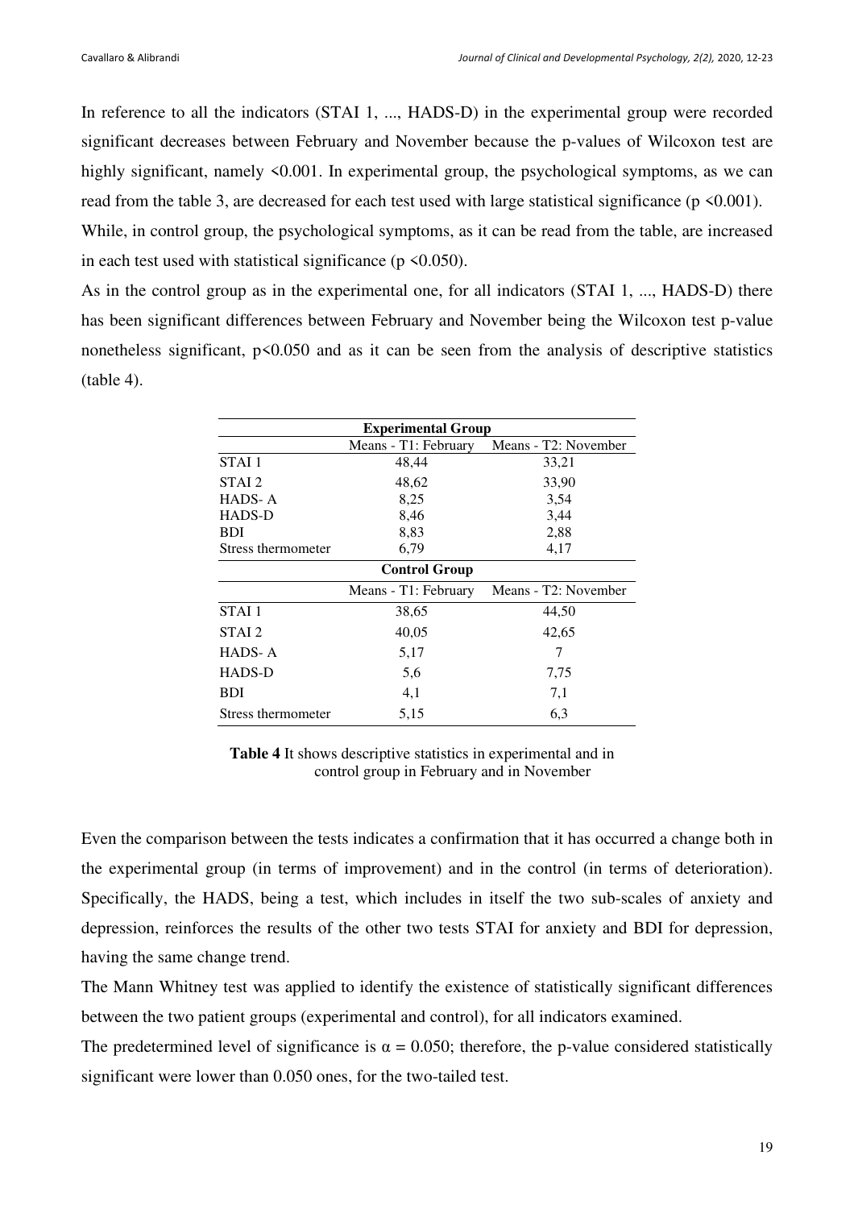In reference to all the indicators (STAI 1, ..., HADS-D) in the experimental group were recorded significant decreases between February and November because the p-values of Wilcoxon test are highly significant, namely $<0.001$. In experimental group, the psychological symptoms, as we can read from the table 3, are decreased for each test used with large statistical significance ($p < 0.001$).

While, in control group, the psychological symptoms, as it can be read from the table, are increased in each test used with statistical significance ($p < 0.050$).

As in the control group as in the experimental one, for all indicators (STAI 1, ..., HADS-D) there has been significant differences between February and November being the Wilcoxon test p-value nonetheless significant, $p<0.050$ and as it can be seen from the analysis of descriptive statistics (table 4).

| **Experimental Group** | | |
|---|---|---|
| | Means - T1: February | Means - T2: November |
| STAI 1 | 48,44 | 33,21 |
| STAI 2 | 48,62 | 33,90 |
| HADS- A | 8,25 | 3,54 |
| HADS-D | 8,46 | 3,44 |
| BDI | 8,83 | 2,88 |
| Stress thermometer | 6,79 | 4,17 |
| **Control Group** | | |
| | Means - T1: February | Means - T2: November |
| STAI 1 | 38,65 | 44,50 |
| STAI 2 | 40,05 | 42,65 |
| HADS- A | 5,17 | 7 |
| HADS-D | 5,6 | 7,75 |
| BDI | 4,1 | 7,1 |
| Stress thermometer | 5,15 | 6,3 |

**Table 4** It shows descriptive statistics in experimental and in control group in February and in November

Even the comparison between the tests indicates a confirmation that it has occurred a change both in the experimental group (in terms of improvement) and in the control (in terms of deterioration). Specifically, the HADS, being a test, which includes in itself the two sub-scales of anxiety and depression, reinforces the results of the other two tests STAI for anxiety and BDI for depression, having the same change trend.

The Mann Whitney test was applied to identify the existence of statistically significant differences between the two patient groups (experimental and control), for all indicators examined.

The predetermined level of significance is $\alpha = 0.050$; therefore, the p-value considered statistically significant were lower than 0.050 ones, for the two-tailed test.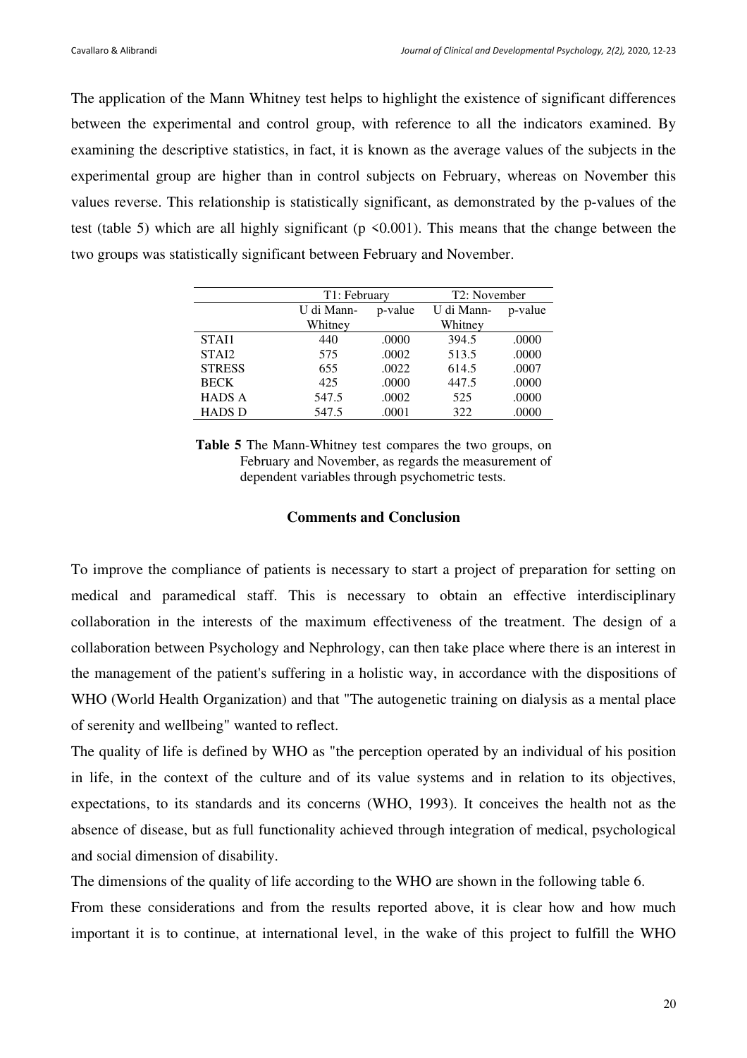The application of the Mann Whitney test helps to highlight the existence of significant differences between the experimental and control group, with reference to all the indicators examined. By examining the descriptive statistics, in fact, it is known as the average values of the subjects in the experimental group are higher than in control subjects on February, whereas on November this values reverse. This relationship is statistically significant, as demonstrated by the p-values of the test (table 5) which are all highly significant ($p < 0.001$). This means that the change between the two groups was statistically significant between February and November.

| | T1: February | | T2: November | |
|---|---|---|---|---|
| | U di Mann-Whitney | p-value | U di Mann-Whitney | p-value |
| STAI1 | 440 | .0000 | 394.5 | .0000 |
| STAI2 | 575 | .0002 | 513.5 | .0000 |
| STRESS | 655 | .0022 | 614.5 | .0007 |
| BECK | 425 | .0000 | 447.5 | .0000 |
| HADS A | 547.5 | .0002 | 525 | .0000 |
| HADS D | 547.5 | .0001 | 322 | .0000 |

**Table 5** The Mann-Whitney test compares the two groups, on February and November, as regards the measurement of dependent variables through psychometric tests.

## Comments and Conclusion

To improve the compliance of patients is necessary to start a project of preparation for setting on medical and paramedical staff. This is necessary to obtain an effective interdisciplinary collaboration in the interests of the maximum effectiveness of the treatment. The design of a collaboration between Psychology and Nephrology, can then take place where there is an interest in the management of the patient's suffering in a holistic way, in accordance with the dispositions of WHO (World Health Organization) and that "The autogenetic training on dialysis as a mental place of serenity and wellbeing" wanted to reflect.

The quality of life is defined by WHO as "the perception operated by an individual of his position in life, in the context of the culture and of its value systems and in relation to its objectives, expectations, to its standards and its concerns (WHO, 1993). It conceives the health not as the absence of disease, but as full functionality achieved through integration of medical, psychological and social dimension of disability.

The dimensions of the quality of life according to the WHO are shown in the following table 6.

From these considerations and from the results reported above, it is clear how and how much important it is to continue, at international level, in the wake of this project to fulfill the WHO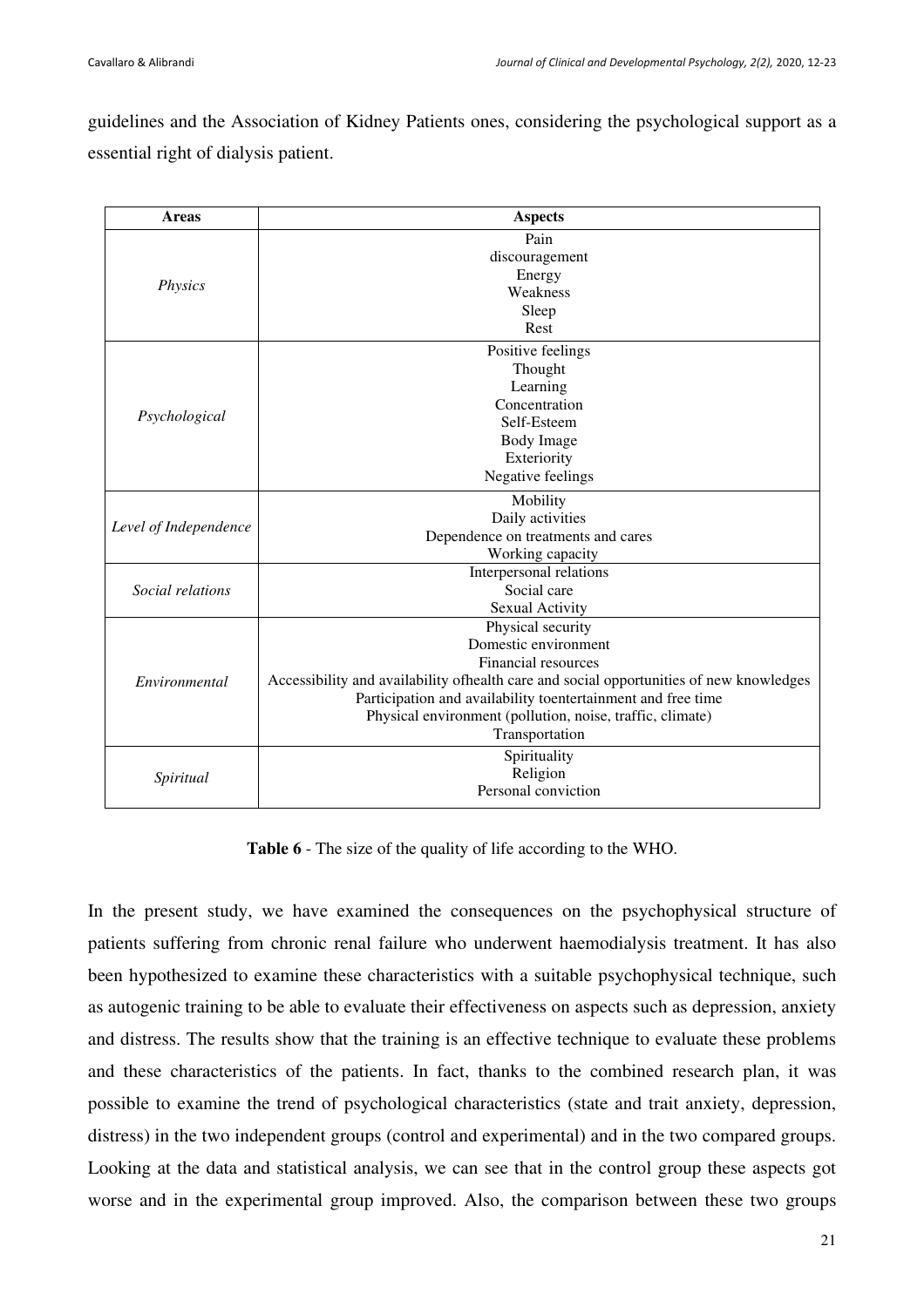guidelines and the Association of Kidney Patients ones, considering the psychological support as a essential right of dialysis patient.

| Areas | Aspects |
|---|---|
| *Physics* | Pain<br>discouragement<br>Energy<br>Weakness<br>Sleep<br>Rest |
| *Psychological* | Positive feelings<br>Thought<br>Learning<br>Concentration<br>Self-Esteem<br>Body Image<br>Exteriority<br>Negative feelings |
| *Level of Independence* | Mobility<br>Daily activities<br>Dependence on treatments and cares<br>Working capacity |
| *Social relations* | Interpersonal relations<br>Social care<br>Sexual Activity |
| *Environmental* | Physical security<br>Domestic environment<br>Financial resources<br>Accessibility and availability ofhealth care and social opportunities of new knowledges<br>Participation and availability toentertainment and free time<br>Physical environment (pollution, noise, traffic, climate)<br>Transportation |
| *Spiritual* | Spirituality<br>Religion<br>Personal conviction |

**Table 6** - The size of the quality of life according to the WHO.

In the present study, we have examined the consequences on the psychophysical structure of patients suffering from chronic renal failure who underwent haemodialysis treatment. It has also been hypothesized to examine these characteristics with a suitable psychophysical technique, such as autogenic training to be able to evaluate their effectiveness on aspects such as depression, anxiety and distress. The results show that the training is an effective technique to evaluate these problems and these characteristics of the patients. In fact, thanks to the combined research plan, it was possible to examine the trend of psychological characteristics (state and trait anxiety, depression, distress) in the two independent groups (control and experimental) and in the two compared groups. Looking at the data and statistical analysis, we can see that in the control group these aspects got worse and in the experimental group improved. Also, the comparison between these two groups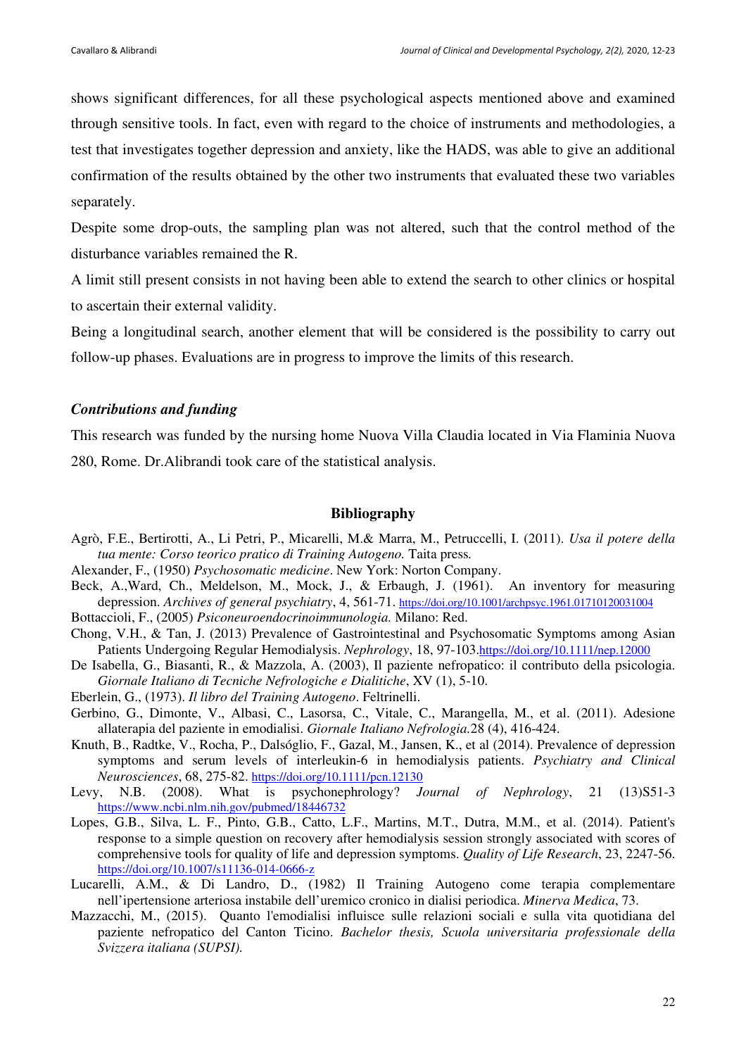shows significant differences, for all these psychological aspects mentioned above and examined through sensitive tools. In fact, even with regard to the choice of instruments and methodologies, a test that investigates together depression and anxiety, like the HADS, was able to give an additional confirmation of the results obtained by the other two instruments that evaluated these two variables separately.

Despite some drop-outs, the sampling plan was not altered, such that the control method of the disturbance variables remained the R.

A limit still present consists in not having been able to extend the search to other clinics or hospital to ascertain their external validity.

Being a longitudinal search, another element that will be considered is the possibility to carry out follow-up phases. Evaluations are in progress to improve the limits of this research.

### *Contributions and funding*

This research was funded by the nursing home Nuova Villa Claudia located in Via Flaminia Nuova 280, Rome. Dr.Alibrandi took care of the statistical analysis.

## Bibliography

Agrò, F.E., Bertirotti, A., Li Petri, P., Micarelli, M.& Marra, M., Petruccelli, I. (2011). *Usa il potere della tua mente: Corso teorico pratico di Training Autogeno.* Taita press.

Alexander, F., (1950) *Psychosomatic medicine*. New York: Norton Company.

Beck, A.,Ward, Ch., Meldelson, M., Mock, J., & Erbaugh, J. (1961). An inventory for measuring depression. *Archives of general psychiatry*, 4, 561-71. https://doi.org/10.1001/archpsyc.1961.01710120031004

Bottaccioli, F., (2005) *Psiconeuroendocrinoimmunologia.* Milano: Red.

Chong, V.H., & Tan, J. (2013) Prevalence of Gastrointestinal and Psychosomatic Symptoms among Asian Patients Undergoing Regular Hemodialysis. *Nephrology*, 18, 97-103.https://doi.org/10.1111/nep.12000

De Isabella, G., Biasanti, R., & Mazzola, A. (2003), Il paziente nefropatico: il contributo della psicologia. *Giornale Italiano di Tecniche Nefrologiche e Dialitiche*, XV (1), 5-10.

Eberlein, G., (1973). *Il libro del Training Autogeno*. Feltrinelli.

Gerbino, G., Dimonte, V., Albasi, C., Lasorsa, C., Vitale, C., Marangella, M., et al. (2011). Adesione allaterapia del paziente in emodialisi. *Giornale Italiano Nefrologia.*28 (4), 416-424.

Knuth, B., Radtke, V., Rocha, P., Dalsóglio, F., Gazal, M., Jansen, K., et al (2014). Prevalence of depression symptoms and serum levels of interleukin-6 in hemodialysis patients. *Psychiatry and Clinical Neurosciences*, 68, 275-82. https://doi.org/10.1111/pcn.12130

Levy, N.B. (2008). What is psychonephrology? *Journal of Nephrology*, 21 (13)S51-3 https://www.ncbi.nlm.nih.gov/pubmed/18446732

Lopes, G.B., Silva, L. F., Pinto, G.B., Catto, L.F., Martins, M.T., Dutra, M.M., et al. (2014). Patient's response to a simple question on recovery after hemodialysis session strongly associated with scores of comprehensive tools for quality of life and depression symptoms. *Quality of Life Research*, 23, 2247-56. https://doi.org/10.1007/s11136-014-0666-z

Lucarelli, A.M., & Di Landro, D., (1982) Il Training Autogeno come terapia complementare nell'ipertensione arteriosa instabile dell'uremico cronico in dialisi periodica. *Minerva Medica*, 73.

Mazzacchi, M., (2015). Quanto l'emodialisi influisce sulle relazioni sociali e sulla vita quotidiana del paziente nefropatico del Canton Ticino. *Bachelor thesis, Scuola universitaria professionale della Svizzera italiana (SUPSI).*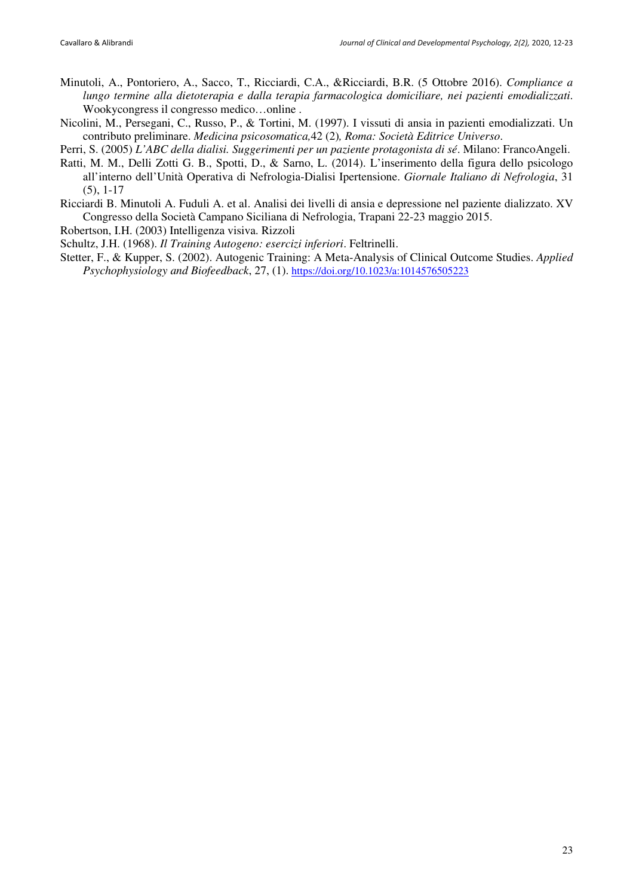Minutoli, A., Pontoriero, A., Sacco, T., Ricciardi, C.A., &Ricciardi, B.R. (5 Ottobre 2016). *Compliance a lungo termine alla dietoterapia e dalla terapia farmacologica domiciliare, nei pazienti emodializzati*. Wookycongress il congresso medico…online .

Nicolini, M., Persegani, C., Russo, P., & Tortini, M. (1997). I vissuti di ansia in pazienti emodializzati. Un contributo preliminare. *Medicina psicosomatica,*42 (2)*, Roma: Società Editrice Universo*.

Perri, S. (2005) *L'ABC della dialisi. Suggerimenti per un paziente protagonista di sé*. Milano: FrancoAngeli.

Ratti, M. M., Delli Zotti G. B., Spotti, D., & Sarno, L. (2014). L'inserimento della figura dello psicologo all'interno dell'Unità Operativa di Nefrologia-Dialisi Ipertensione. *Giornale Italiano di Nefrologia*, 31 (5), 1-17

Ricciardi B. Minutoli A. Fuduli A. et al. Analisi dei livelli di ansia e depressione nel paziente dializzato. XV Congresso della Società Campano Siciliana di Nefrologia, Trapani 22-23 maggio 2015.

Robertson, I.H. (2003) Intelligenza visiva. Rizzoli

Schultz, J.H. (1968). *Il Training Autogeno: esercizi inferiori*. Feltrinelli.

Stetter, F., & Kupper, S. (2002). Autogenic Training: A Meta-Analysis of Clinical Outcome Studies. *Applied Psychophysiology and Biofeedback*, 27, (1). https://doi.org/10.1023/a:1014576505223